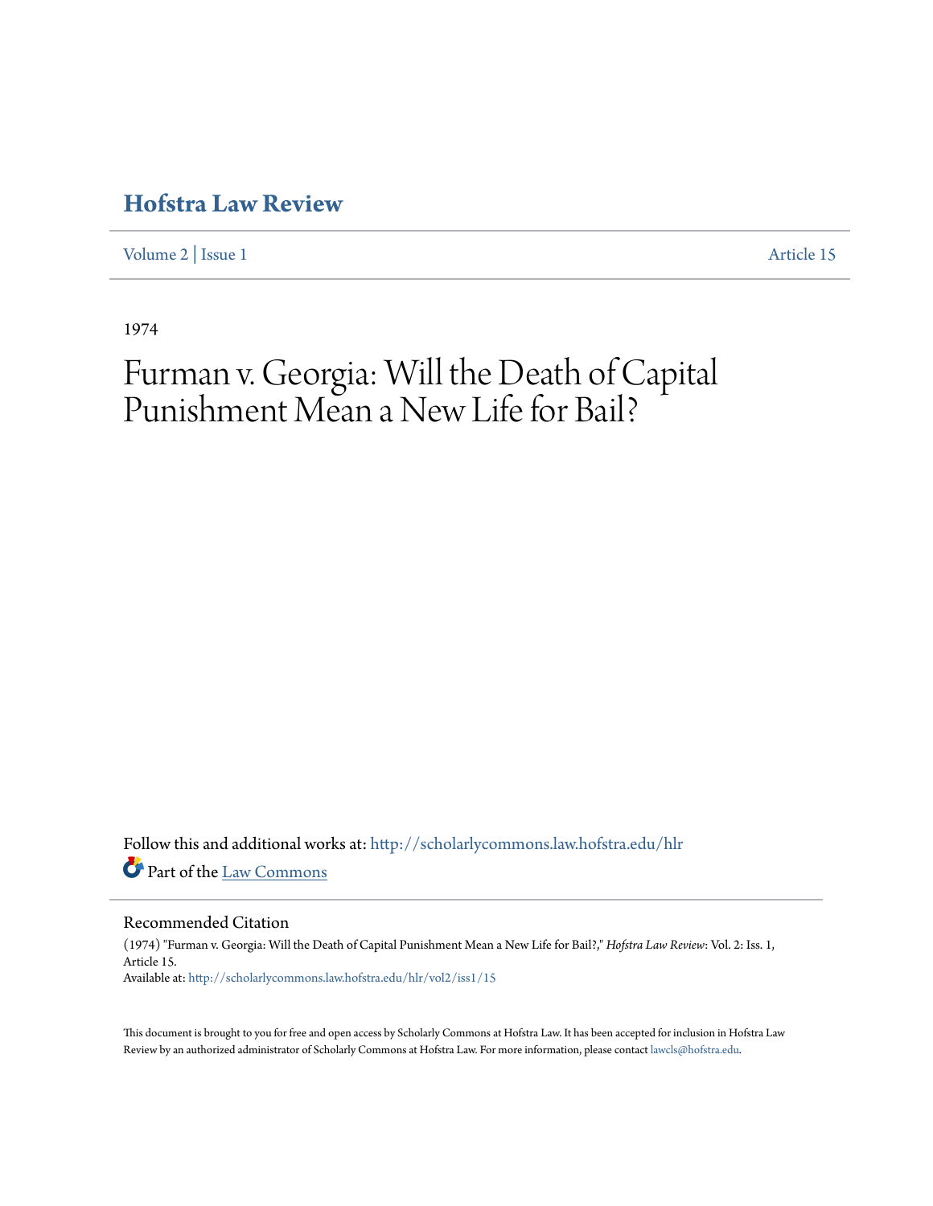# Hofstra Law Review

Volume 2 | Issue 1 Article 15

1974

# Furman v. Georgia: Will the Death of Capital Punishment Mean a New Life for Bail?

Follow this and additional works at: http://scholarlycommons.law.hofstra.edu/hlr

Part of the Law Commons

## Recommended Citation

(1974) "Furman v. Georgia: Will the Death of Capital Punishment Mean a New Life for Bail?," *Hofstra Law Review*: Vol. 2: Iss. 1, Article 15.
Available at: http://scholarlycommons.law.hofstra.edu/hlr/vol2/iss1/15

This document is brought to you for free and open access by Scholarly Commons at Hofstra Law. It has been accepted for inclusion in Hofstra Law Review by an authorized administrator of Scholarly Commons at Hofstra Law. For more information, please contact lawcls@hofstra.edu.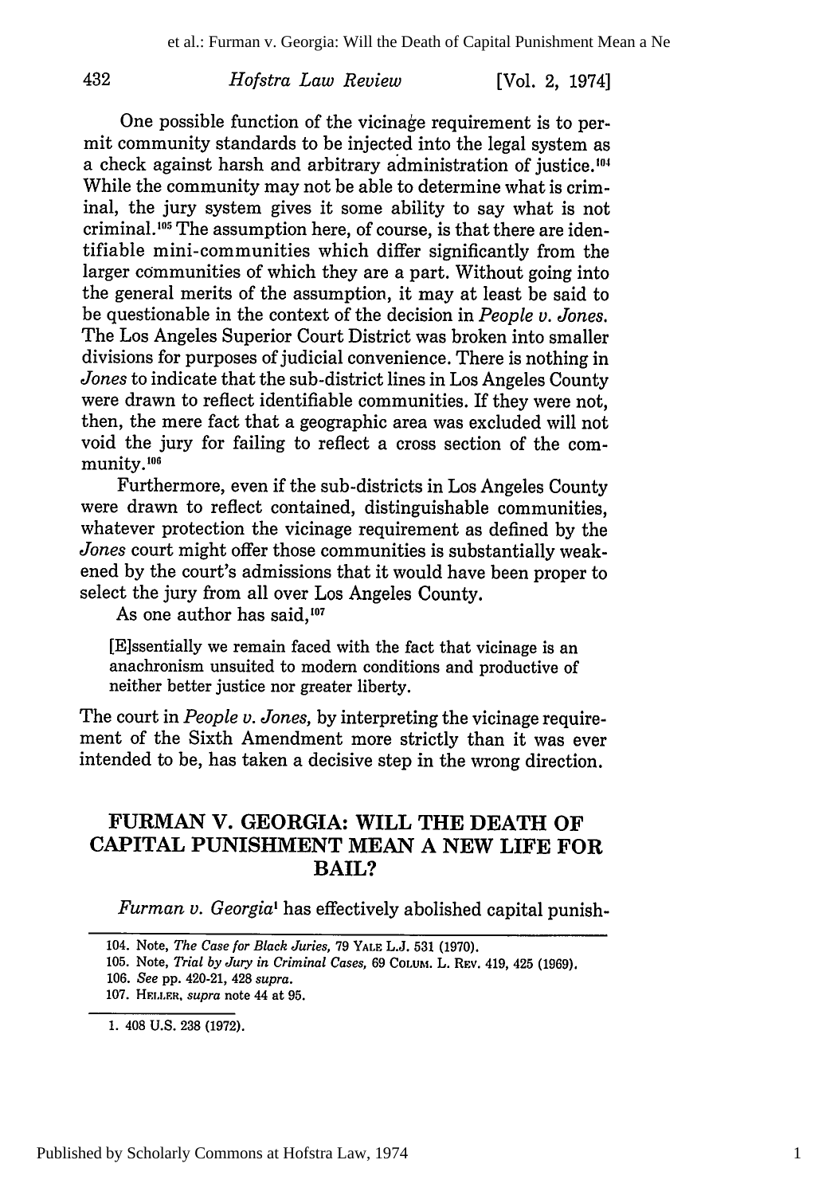One possible function of the vicinage requirement is to permit community standards to be injected into the legal system as a check against harsh and arbitrary administration of justice.[104] While the community may not be able to determine what is criminal, the jury system gives it some ability to say what is not criminal.[105] The assumption here, of course, is that there are identifiable mini-communities which differ significantly from the larger communities of which they are a part. Without going into the general merits of the assumption, it may at least be said to be questionable in the context of the decision in *People v. Jones.* The Los Angeles Superior Court District was broken into smaller divisions for purposes of judicial convenience. There is nothing in *Jones* to indicate that the sub-district lines in Los Angeles County were drawn to reflect identifiable communities. If they were not, then, the mere fact that a geographic area was excluded will not void the jury for failing to reflect a cross section of the community.[106]

Furthermore, even if the sub-districts in Los Angeles County were drawn to reflect contained, distinguishable communities, whatever protection the vicinage requirement as defined by the *Jones* court might offer those communities is substantially weakened by the court's admissions that it would have been proper to select the jury from all over Los Angeles County.

As one author has said,[107]

> [E]ssentially we remain faced with the fact that vicinage is an anachronism unsuited to modern conditions and productive of neither better justice nor greater liberty.

The court in *People v. Jones,* by interpreting the vicinage requirement of the Sixth Amendment more strictly than it was ever intended to be, has taken a decisive step in the wrong direction.

## FURMAN V. GEORGIA: WILL THE DEATH OF CAPITAL PUNISHMENT MEAN A NEW LIFE FOR BAIL?

*Furman v. Georgia*[1] has effectively abolished capital punish-

---

104. Note, *The Case for Black Juries,* 79 YALE L.J. 531 (1970).
105. Note, *Trial by Jury in Criminal Cases,* 69 COLUM. L. REV. 419, 425 (1969).
106. *See* pp. 420-21, 428 *supra.*
107. HELLER, *supra* note 44 at 95.

1. 408 U.S. 238 (1972).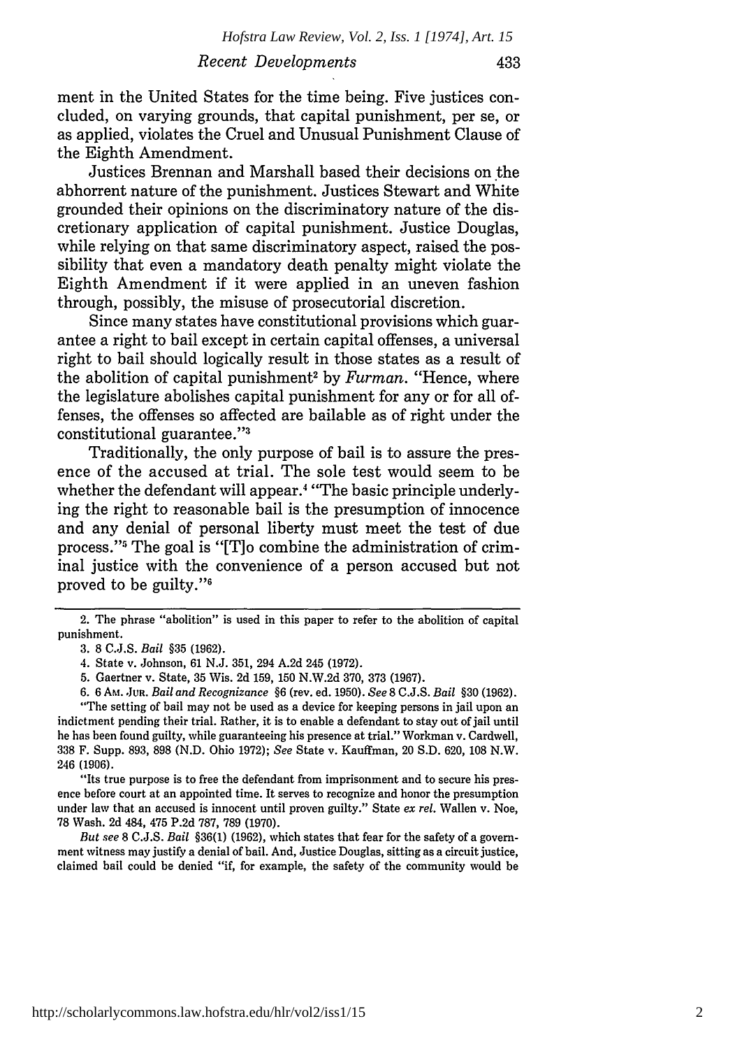ment in the United States for the time being. Five justices concluded, on varying grounds, that capital punishment, per se, or as applied, violates the Cruel and Unusual Punishment Clause of the Eighth Amendment.

Justices Brennan and Marshall based their decisions on the abhorrent nature of the punishment. Justices Stewart and White grounded their opinions on the discriminatory nature of the discretionary application of capital punishment. Justice Douglas, while relying on that same discriminatory aspect, raised the possibility that even a mandatory death penalty might violate the Eighth Amendment if it were applied in an uneven fashion through, possibly, the misuse of prosecutorial discretion.

Since many states have constitutional provisions which guarantee a right to bail except in certain capital offenses, a universal right to bail should logically result in those states as a result of the abolition of capital punishment[2] by *Furman*. "Hence, where the legislature abolishes capital punishment for any or for all offenses, the offenses so affected are bailable as of right under the constitutional guarantee."[3]

Traditionally, the only purpose of bail is to assure the presence of the accused at trial. The sole test would seem to be whether the defendant will appear.[4] "The basic principle underlying the right to reasonable bail is the presumption of innocence and any denial of personal liberty must meet the test of due process."[5] The goal is "[T]o combine the administration of criminal justice with the convenience of a person accused but not proved to be guilty."[6]

---

2. The phrase "abolition" is used in this paper to refer to the abolition of capital punishment.

3. 8 C.J.S. *Bail* §35 (1962).

4. State v. Johnson, 61 N.J. 351, 294 A.2d 245 (1972).

5. Gaertner v. State, 35 Wis. 2d 159, 150 N.W.2d 370, 373 (1967).

6. 6 AM. JUR. *Bail and Recognizance* §6 (rev. ed. 1950). *See* 8 C.J.S. *Bail* §30 (1962).

"The setting of bail may not be used as a device for keeping persons in jail upon an indictment pending their trial. Rather, it is to enable a defendant to stay out of jail until he has been found guilty, while guaranteeing his presence at trial." Workman v. Cardwell, 338 F. Supp. 893, 898 (N.D. Ohio 1972); *See* State v. Kauffman, 20 S.D. 620, 108 N.W. 246 (1906).

"Its true purpose is to free the defendant from imprisonment and to secure his presence before court at an appointed time. It serves to recognize and honor the presumption under law that an accused is innocent until proven guilty." State *ex rel.* Wallen v. Noe, 78 Wash. 2d 484, 475 P.2d 787, 789 (1970).

*But see* 8 C.J.S. *Bail* §36(1) (1962), which states that fear for the safety of a government witness may justify a denial of bail. And, Justice Douglas, sitting as a circuit justice, claimed bail could be denied "if, for example, the safety of the community would be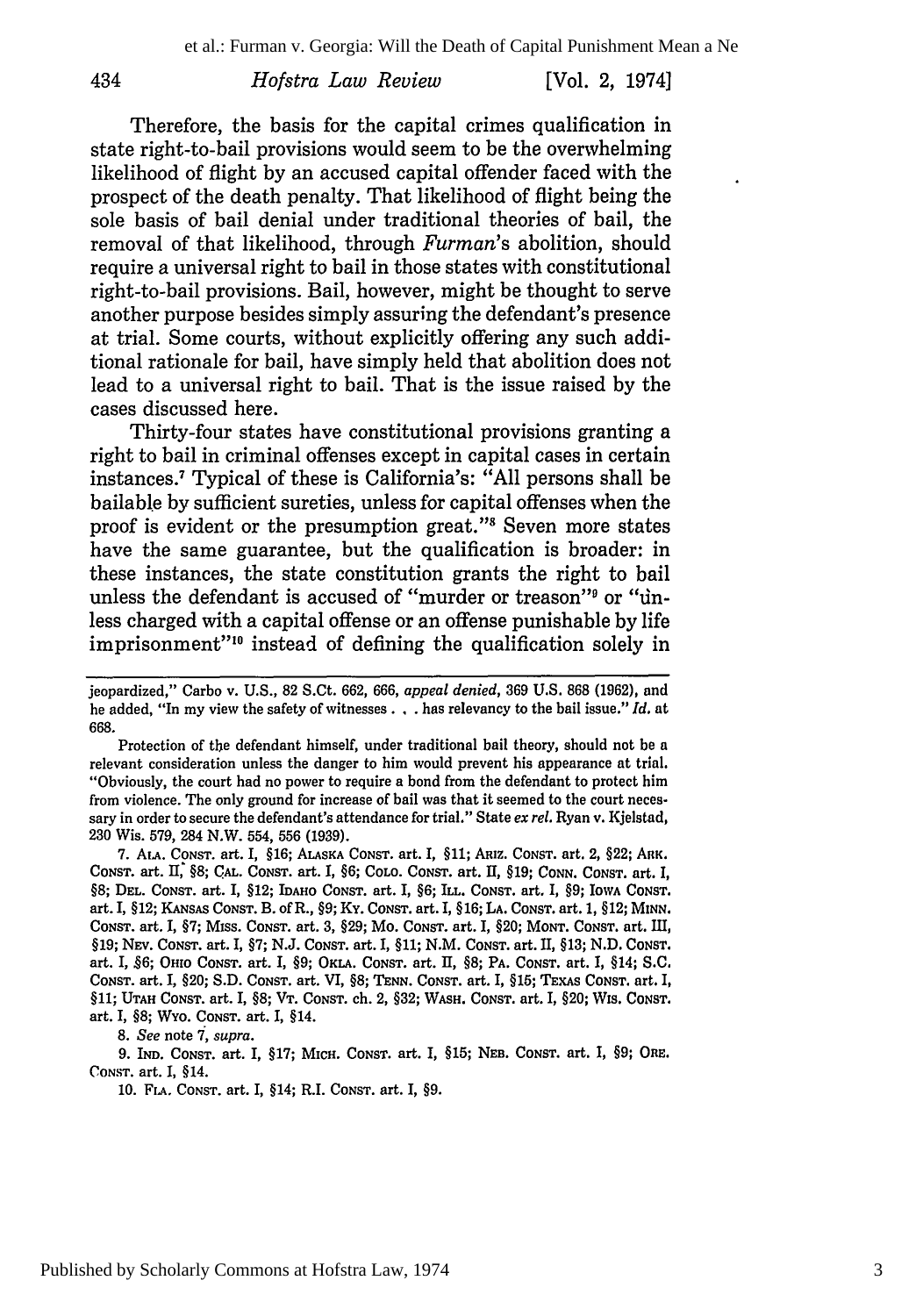Therefore, the basis for the capital crimes qualification in state right-to-bail provisions would seem to be the overwhelming likelihood of flight by an accused capital offender faced with the prospect of the death penalty. That likelihood of flight being the sole basis of bail denial under traditional theories of bail, the removal of that likelihood, through *Furman*'s abolition, should require a universal right to bail in those states with constitutional right-to-bail provisions. Bail, however, might be thought to serve another purpose besides simply assuring the defendant's presence at trial. Some courts, without explicitly offering any such additional rationale for bail, have simply held that abolition does not lead to a universal right to bail. That is the issue raised by the cases discussed here.

Thirty-four states have constitutional provisions granting a right to bail in criminal offenses except in capital cases in certain instances.[7] Typical of these is California's: "All persons shall be bailable by sufficient sureties, unless for capital offenses when the proof is evident or the presumption great."[8] Seven more states have the same guarantee, but the qualification is broader: in these instances, the state constitution grants the right to bail unless the defendant is accused of "murder or treason"[9] or "unless charged with a capital offense or an offense punishable by life imprisonment"[10] instead of defining the qualification solely in

---

jeopardized," Carbo v. U.S., 82 S.Ct. 662, 666, *appeal denied*, 369 U.S. 868 (1962), and he added, "In my view the safety of witnesses . . . has relevancy to the bail issue." *Id.* at 668.

Protection of the defendant himself, under traditional bail theory, should not be a relevant consideration unless the danger to him would prevent his appearance at trial. "Obviously, the court had no power to require a bond from the defendant to protect him from violence. The only ground for increase of bail was that it seemed to the court necessary in order to secure the defendant's attendance for trial." State *ex rel.* Ryan v. Kjelstad, 230 Wis. 579, 284 N.W. 554, 556 (1939).

7. ALA. CONST. art. I, §16; ALASKA CONST. art. I, §11; ARIZ. CONST. art. 2, §22; ARK. CONST. art. II, §8; CAL. CONST. art. I, §6; COLO. CONST. art. II, §19; CONN. CONST. art. I, §8; DEL. CONST. art. I, §12; IDAHO CONST. art. I, §6; ILL. CONST. art. I, §9; IOWA CONST. art. I, §12; KANSAS CONST. B. of R., §9; KY. CONST. art. I, §16; LA. CONST. art. 1, §12; MINN. CONST. art. I, §7; MISS. CONST. art. 3, §29; MO. CONST. art. I, §20; MONT. CONST. art. III, §19; NEV. CONST. art. I, §7; N.J. CONST. art. I, §11; N.M. CONST. art. II, §13; N.D. CONST. art. I, §6; OHIO CONST. art. I, §9; OKLA. CONST. art. II, §8; PA. CONST. art. I, §14; S.C. CONST. art. I, §20; S.D. CONST. art. VI, §8; TENN. CONST. art. I, §15; TEXAS CONST. art. I, §11; UTAH CONST. art. I, §8; VT. CONST. ch. 2, §32; WASH. CONST. art. I, §20; WIS. CONST. art. I, §8; WYO. CONST. art. I, §14.

8. *See* note 7, *supra*.

9. IND. CONST. art. I, §17; MICH. CONST. art. I, §15; NEB. CONST. art. I, §9; ORE. CONST. art. I, §14.

10. FLA. CONST. art. I, §14; R.I. CONST. art. I, §9.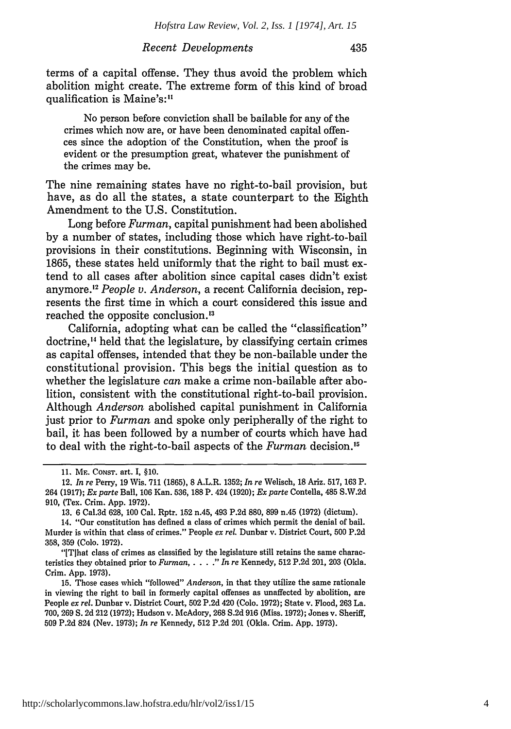terms of a capital offense. They thus avoid the problem which abolition might create. The extreme form of this kind of broad qualification is Maine's:[11]

> No person before conviction shall be bailable for any of the crimes which now are, or have been denominated capital offences since the adoption of the Constitution, when the proof is evident or the presumption great, whatever the punishment of the crimes may be.

The nine remaining states have no right-to-bail provision, but have, as do all the states, a state counterpart to the Eighth Amendment to the U.S. Constitution.

Long before *Furman*, capital punishment had been abolished by a number of states, including those which have right-to-bail provisions in their constitutions. Beginning with Wisconsin, in 1865, these states held uniformly that the right to bail must extend to all cases after abolition since capital cases didn't exist anymore.[12] *People v. Anderson*, a recent California decision, represents the first time in which a court considered this issue and reached the opposite conclusion.[13]

California, adopting what can be called the "classification" doctrine,[14] held that the legislature, by classifying certain crimes as capital offenses, intended that they be non-bailable under the constitutional provision. This begs the initial question as to whether the legislature *can* make a crime non-bailable after abolition, consistent with the constitutional right-to-bail provision. Although *Anderson* abolished capital punishment in California just prior to *Furman* and spoke only peripherally of the right to bail, it has been followed by a number of courts which have had to deal with the right-to-bail aspects of the *Furman* decision.[15]

---

11. ME. CONST. art. I, §10.

12. *In re* Perry, 19 Wis. 711 (1865), 8 A.L.R. 1352; *In re* Welisch, 18 Ariz. 517, 163 P. 264 (1917); *Ex parte* Ball, 106 Kan. 536, 188 P. 424 (1920); *Ex parte* Contella, 485 S.W.2d 910, (Tex. Crim. App. 1972).

13. 6 Cal.3d 628, 100 Cal. Rptr. 152 n.45, 493 P.2d 880, 899 n.45 (1972) (dictum).

14. "Our constitution has defined a class of crimes which permit the denial of bail. Murder is within that class of crimes." People *ex rel.* Dunbar v. District Court, 500 P.2d 358, 359 (Colo. 1972).

"[T]hat class of crimes as classified by the legislature still retains the same characteristics they obtained prior to *Furman*, . . . ." *In re* Kennedy, 512 P.2d 201, 203 (Okla. Crim. App. 1973).

15. Those cases which "followed" *Anderson*, in that they utilize the same rationale in viewing the right to bail in formerly capital offenses as unaffected by abolition, are People *ex rel.* Dunbar v. District Court, 502 P.2d 420 (Colo. 1972); State v. Flood, 263 La. 700, 269 S. 2d 212 (1972); Hudson v. McAdory, 268 S.2d 916 (Miss. 1972); Jones v. Sheriff, 509 P.2d 824 (Nev. 1973); *In re* Kennedy, 512 P.2d 201 (Okla. Crim. App. 1973).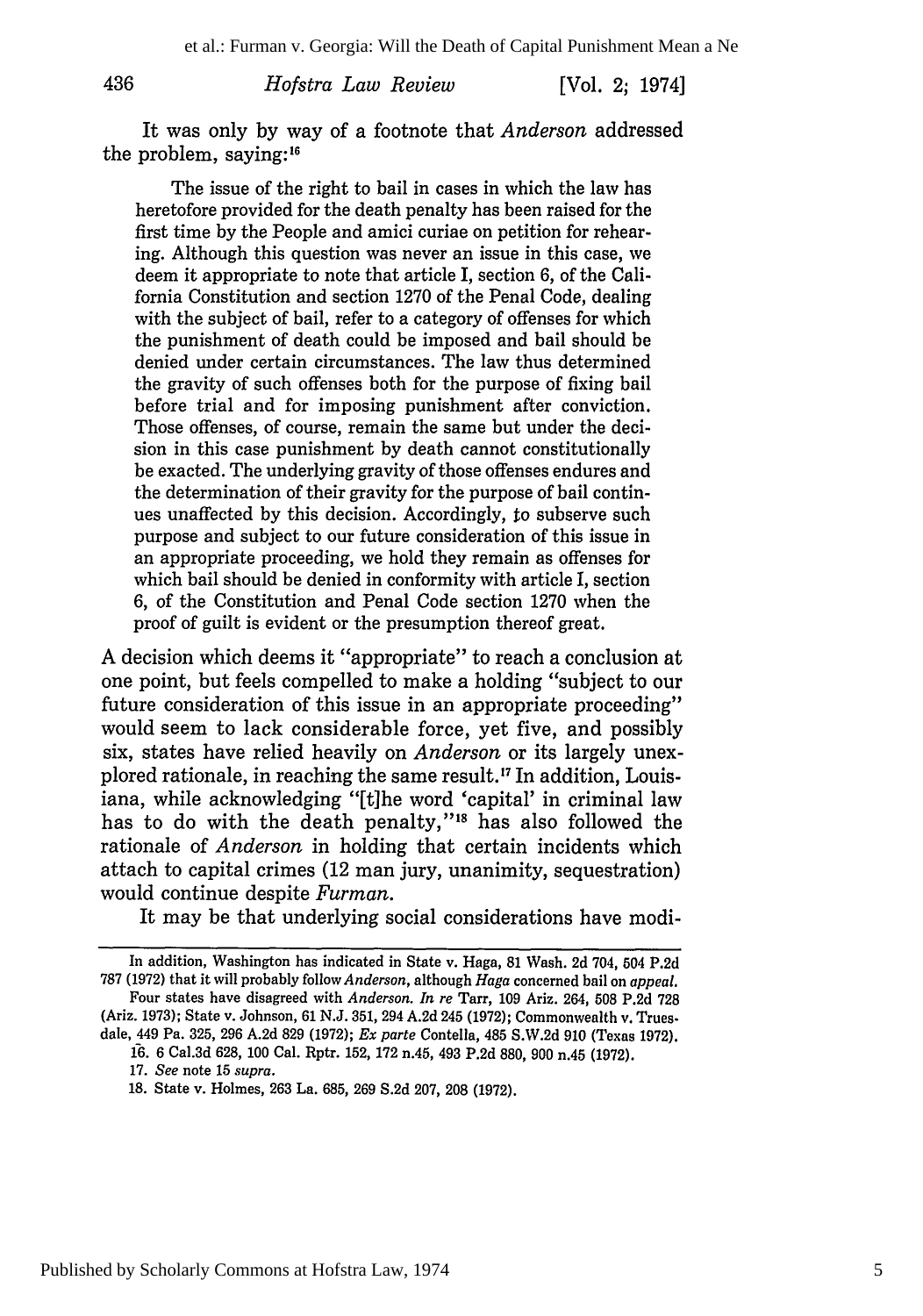It was only by way of a footnote that *Anderson* addressed the problem, saying:[16]

> The issue of the right to bail in cases in which the law has heretofore provided for the death penalty has been raised for the first time by the People and amici curiae on petition for rehearing. Although this question was never an issue in this case, we deem it appropriate to note that article I, section 6, of the California Constitution and section 1270 of the Penal Code, dealing with the subject of bail, refer to a category of offenses for which the punishment of death could be imposed and bail should be denied under certain circumstances. The law thus determined the gravity of such offenses both for the purpose of fixing bail before trial and for imposing punishment after conviction. Those offenses, of course, remain the same but under the decision in this case punishment by death cannot constitutionally be exacted. The underlying gravity of those offenses endures and the determination of their gravity for the purpose of bail continues unaffected by this decision. Accordingly, to subserve such purpose and subject to our future consideration of this issue in an appropriate proceeding, we hold they remain as offenses for which bail should be denied in conformity with article I, section 6, of the Constitution and Penal Code section 1270 when the proof of guilt is evident or the presumption thereof great.

A decision which deems it "appropriate" to reach a conclusion at one point, but feels compelled to make a holding "subject to our future consideration of this issue in an appropriate proceeding" would seem to lack considerable force, yet five, and possibly six, states have relied heavily on *Anderson* or its largely unexplored rationale, in reaching the same result.[17] In addition, Louisiana, while acknowledging "[t]he word 'capital' in criminal law has to do with the death penalty,"[18] has also followed the rationale of *Anderson* in holding that certain incidents which attach to capital crimes (12 man jury, unanimity, sequestration) would continue despite *Furman*.

It may be that underlying social considerations have modi-

---

In addition, Washington has indicated in State v. Haga, 81 Wash. 2d 704, 504 P.2d 787 (1972) that it will probably follow *Anderson*, although *Haga* concerned bail on *appeal*.

Four states have disagreed with *Anderson*. *In re* Tarr, 109 Ariz. 264, 508 P.2d 728 (Ariz. 1973); State v. Johnson, 61 N.J. 351, 294 A.2d 245 (1972); Commonwealth v. Truesdale, 449 Pa. 325, 296 A.2d 829 (1972); *Ex parte* Contella, 485 S.W.2d 910 (Texas 1972).

16. 6 Cal.3d 628, 100 Cal. Rptr. 152, 172 n.45, 493 P.2d 880, 900 n.45 (1972).

17. *See* note 15 *supra*.

18. State v. Holmes, 263 La. 685, 269 S.2d 207, 208 (1972).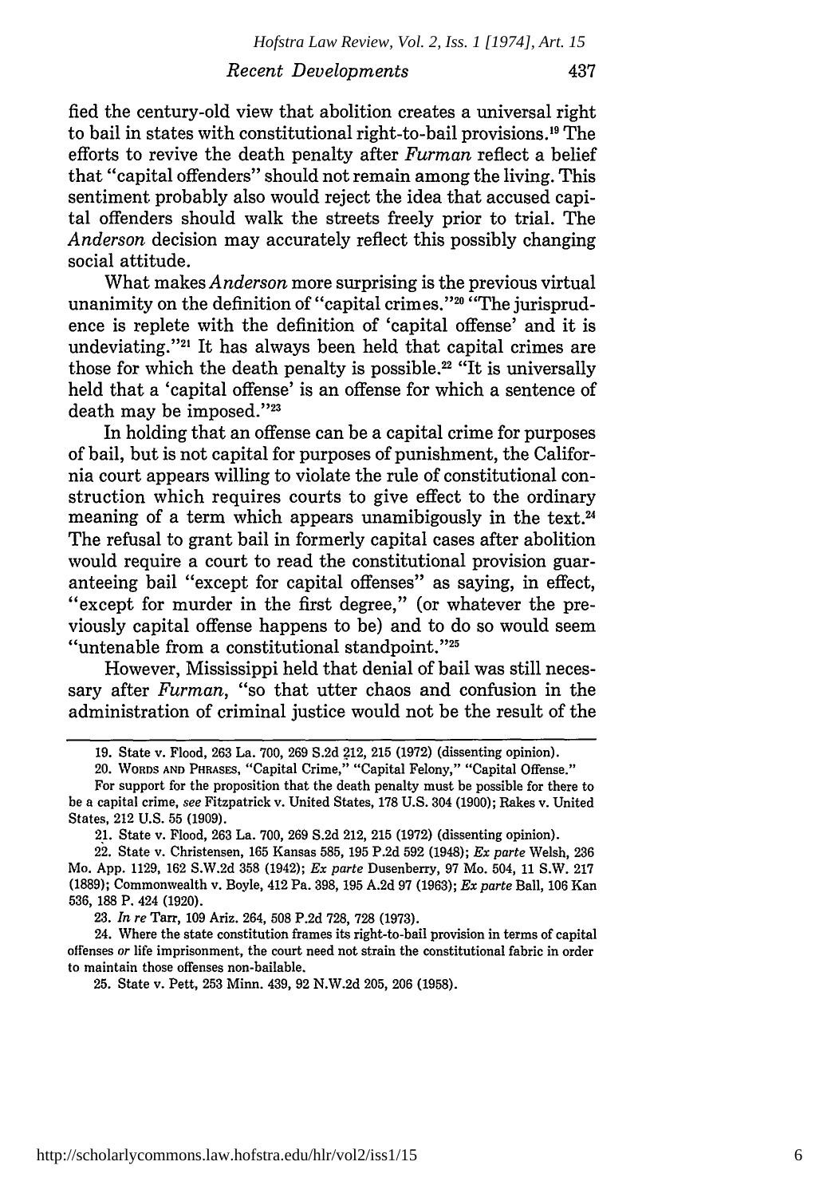fied the century-old view that abolition creates a universal right to bail in states with constitutional right-to-bail provisions.[19] The efforts to revive the death penalty after *Furman* reflect a belief that "capital offenders" should not remain among the living. This sentiment probably also would reject the idea that accused capital offenders should walk the streets freely prior to trial. The *Anderson* decision may accurately reflect this possibly changing social attitude.

What makes *Anderson* more surprising is the previous virtual unanimity on the definition of "capital crimes."[20] "The jurisprudence is replete with the definition of 'capital offense' and it is undeviating."[21] It has always been held that capital crimes are those for which the death penalty is possible.[22] "It is universally held that a 'capital offense' is an offense for which a sentence of death may be imposed."[23]

In holding that an offense can be a capital crime for purposes of bail, but is not capital for purposes of punishment, the California court appears willing to violate the rule of constitutional construction which requires courts to give effect to the ordinary meaning of a term which appears unamibigously in the text.[24] The refusal to grant bail in formerly capital cases after abolition would require a court to read the constitutional provision guaranteeing bail "except for capital offenses" as saying, in effect, "except for murder in the first degree," (or whatever the previously capital offense happens to be) and to do so would seem "untenable from a constitutional standpoint."[25]

However, Mississippi held that denial of bail was still necessary after *Furman*, "so that utter chaos and confusion in the administration of criminal justice would not be the result of the

---

19. State v. Flood, 263 La. 700, 269 S.2d 212, 215 (1972) (dissenting opinion).

20. WORDS AND PHRASES, "Capital Crime," "Capital Felony," "Capital Offense."

For support for the proposition that the death penalty must be possible for there to be a capital crime, *see* Fitzpatrick v. United States, 178 U.S. 304 (1900); Rakes v. United States, 212 U.S. 55 (1909).

21. State v. Flood, 263 La. 700, 269 S.2d 212, 215 (1972) (dissenting opinion).

22. State v. Christensen, 165 Kansas 585, 195 P.2d 592 (1948); *Ex parte* Welsh, 236 Mo. App. 1129, 162 S.W.2d 358 (1942); *Ex parte* Dusenberry, 97 Mo. 504, 11 S.W. 217 (1889); Commonwealth v. Boyle, 412 Pa. 398, 195 A.2d 97 (1963); *Ex parte* Ball, 106 Kan 536, 188 P. 424 (1920).

23. *In re* Tarr, 109 Ariz. 264, 508 P.2d 728, 728 (1973).

24. Where the state constitution frames its right-to-bail provision in terms of capital offenses *or* life imprisonment, the court need not strain the constitutional fabric in order to maintain those offenses non-bailable.

25. State v. Pett, 253 Minn. 439, 92 N.W.2d 205, 206 (1958).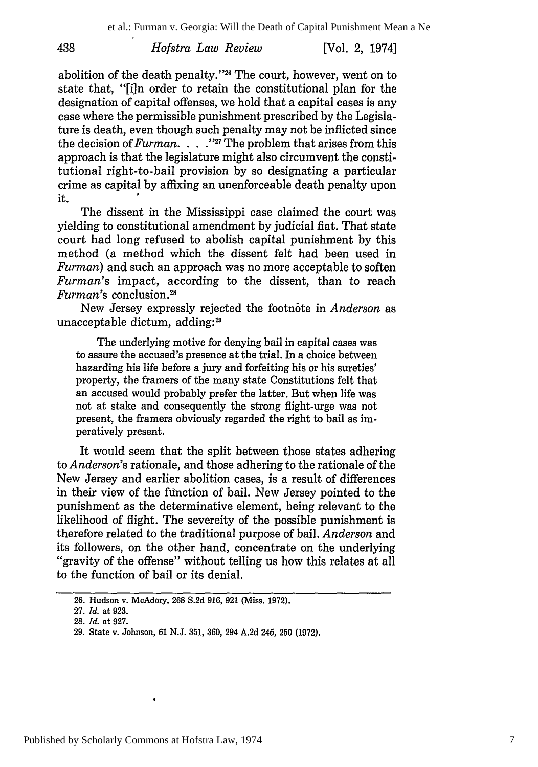abolition of the death penalty."[26] The court, however, went on to state that, "[i]n order to retain the constitutional plan for the designation of capital offenses, we hold that a capital cases is any case where the permissible punishment prescribed by the Legislature is death, even though such penalty may not be inflicted since the decision of *Furman*. . . ."[27] The problem that arises from this approach is that the legislature might also circumvent the constitutional right-to-bail provision by so designating a particular crime as capital by affixing an unenforceable death penalty upon it.

The dissent in the Mississippi case claimed the court was yielding to constitutional amendment by judicial fiat. That state court had long refused to abolish capital punishment by this method (a method which the dissent felt had been used in *Furman*) and such an approach was no more acceptable to soften *Furman*'s impact, according to the dissent, than to reach *Furman*'s conclusion.[28]

New Jersey expressly rejected the footnote in *Anderson* as unacceptable dictum, adding:[29]

> The underlying motive for denying bail in capital cases was to assure the accused's presence at the trial. In a choice between hazarding his life before a jury and forfeiting his or his sureties' property, the framers of the many state Constitutions felt that an accused would probably prefer the latter. But when life was not at stake and consequently the strong flight-urge was not present, the framers obviously regarded the right to bail as imperatively present.

It would seem that the split between those states adhering to *Anderson*'s rationale, and those adhering to the rationale of the New Jersey and earlier abolition cases, is a result of differences in their view of the function of bail. New Jersey pointed to the punishment as the determinative element, being relevant to the likelihood of flight. The severeity of the possible punishment is therefore related to the traditional purpose of bail. *Anderson* and its followers, on the other hand, concentrate on the underlying "gravity of the offense" without telling us how this relates at all to the function of bail or its denial.

---

26. Hudson v. McAdory, 268 S.2d 916, 921 (Miss. 1972).

27. *Id.* at 923.

28. *Id.* at 927.

29. State v. Johnson, 61 N.J. 351, 360, 294 A.2d 245, 250 (1972).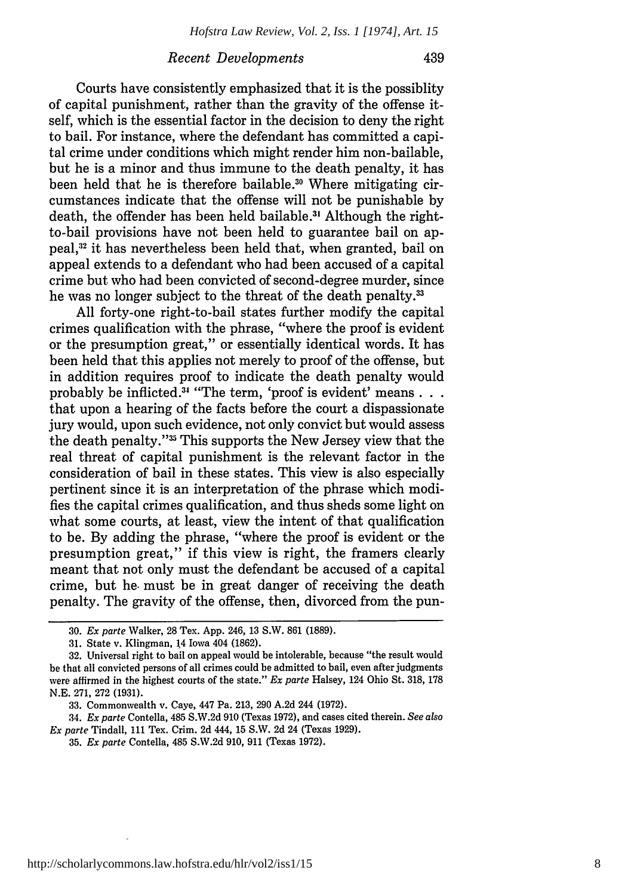Courts have consistently emphasized that it is the possiblity of capital punishment, rather than the gravity of the offense itself, which is the essential factor in the decision to deny the right to bail. For instance, where the defendant has committed a capital crime under conditions which might render him non-bailable, but he is a minor and thus immune to the death penalty, it has been held that he is therefore bailable.[30] Where mitigating circumstances indicate that the offense will not be punishable by death, the offender has been held bailable.[31] Although the right-to-bail provisions have not been held to guarantee bail on appeal,[32] it has nevertheless been held that, when granted, bail on appeal extends to a defendant who had been accused of a capital crime but who had been convicted of second-degree murder, since he was no longer subject to the threat of the death penalty.[33]

All forty-one right-to-bail states further modify the capital crimes qualification with the phrase, "where the proof is evident or the presumption great," or essentially identical words. It has been held that this applies not merely to proof of the offense, but in addition requires proof to indicate the death penalty would probably be inflicted.[34] "The term, 'proof is evident' means . . . that upon a hearing of the facts before the court a dispassionate jury would, upon such evidence, not only convict but would assess the death penalty."[35] This supports the New Jersey view that the real threat of capital punishment is the relevant factor in the consideration of bail in these states. This view is also especially pertinent since it is an interpretation of the phrase which modifies the capital crimes qualification, and thus sheds some light on what some courts, at least, view the intent of that qualification to be. By adding the phrase, "where the proof is evident or the presumption great," if this view is right, the framers clearly meant that not only must the defendant be accused of a capital crime, but he must be in great danger of receiving the death penalty. The gravity of the offense, then, divorced from the pun-

---

30. *Ex parte* Walker, 28 Tex. App. 246, 13 S.W. 861 (1889).

31. State v. Klingman, 14 Iowa 404 (1862).

32. Universal right to bail on appeal would be intolerable, because "the result would be that all convicted persons of all crimes could be admitted to bail, even after judgments were affirmed in the highest courts of the state." *Ex parte* Halsey, 124 Ohio St. 318, 178 N.E. 271, 272 (1931).

33. Commonwealth v. Caye, 447 Pa. 213, 290 A.2d 244 (1972).

34. *Ex parte* Contella, 485 S.W.2d 910 (Texas 1972), and cases cited therein. *See also Ex parte* Tindall, 111 Tex. Crim. 2d 444, 15 S.W. 2d 24 (Texas 1929).

35. *Ex parte* Contella, 485 S.W.2d 910, 911 (Texas 1972).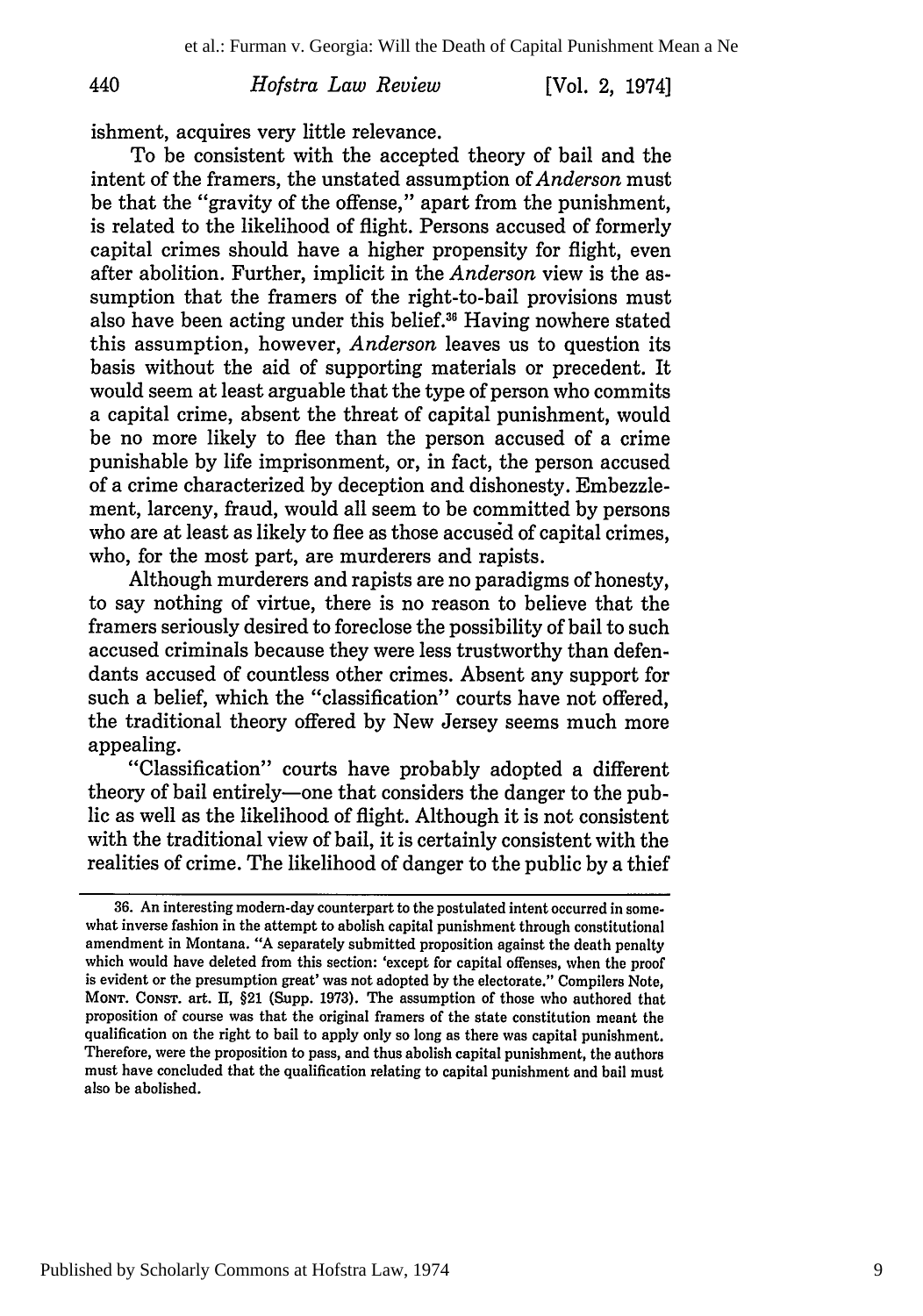ishment, acquires very little relevance.

To be consistent with the accepted theory of bail and the intent of the framers, the unstated assumption of *Anderson* must be that the "gravity of the offense," apart from the punishment, is related to the likelihood of flight. Persons accused of formerly capital crimes should have a higher propensity for flight, even after abolition. Further, implicit in the *Anderson* view is the assumption that the framers of the right-to-bail provisions must also have been acting under this belief.[36] Having nowhere stated this assumption, however, *Anderson* leaves us to question its basis without the aid of supporting materials or precedent. It would seem at least arguable that the type of person who commits a capital crime, absent the threat of capital punishment, would be no more likely to flee than the person accused of a crime punishable by life imprisonment, or, in fact, the person accused of a crime characterized by deception and dishonesty. Embezzlement, larceny, fraud, would all seem to be committed by persons who are at least as likely to flee as those accused of capital crimes, who, for the most part, are murderers and rapists.

Although murderers and rapists are no paradigms of honesty, to say nothing of virtue, there is no reason to believe that the framers seriously desired to foreclose the possibility of bail to such accused criminals because they were less trustworthy than defendants accused of countless other crimes. Absent any support for such a belief, which the "classification" courts have not offered, the traditional theory offered by New Jersey seems much more appealing.

"Classification" courts have probably adopted a different theory of bail entirely—one that considers the danger to the public as well as the likelihood of flight. Although it is not consistent with the traditional view of bail, it is certainly consistent with the realities of crime. The likelihood of danger to the public by a thief

---

36. An interesting modern-day counterpart to the postulated intent occurred in somewhat inverse fashion in the attempt to abolish capital punishment through constitutional amendment in Montana. "A separately submitted proposition against the death penalty which would have deleted from this section: 'except for capital offenses, when the proof is evident or the presumption great' was not adopted by the electorate." Compilers Note, MONT. CONST. art. II, §21 (Supp. 1973). The assumption of those who authored that proposition of course was that the original framers of the state constitution meant the qualification on the right to bail to apply only so long as there was capital punishment. Therefore, were the proposition to pass, and thus abolish capital punishment, the authors must have concluded that the qualification relating to capital punishment and bail must also be abolished.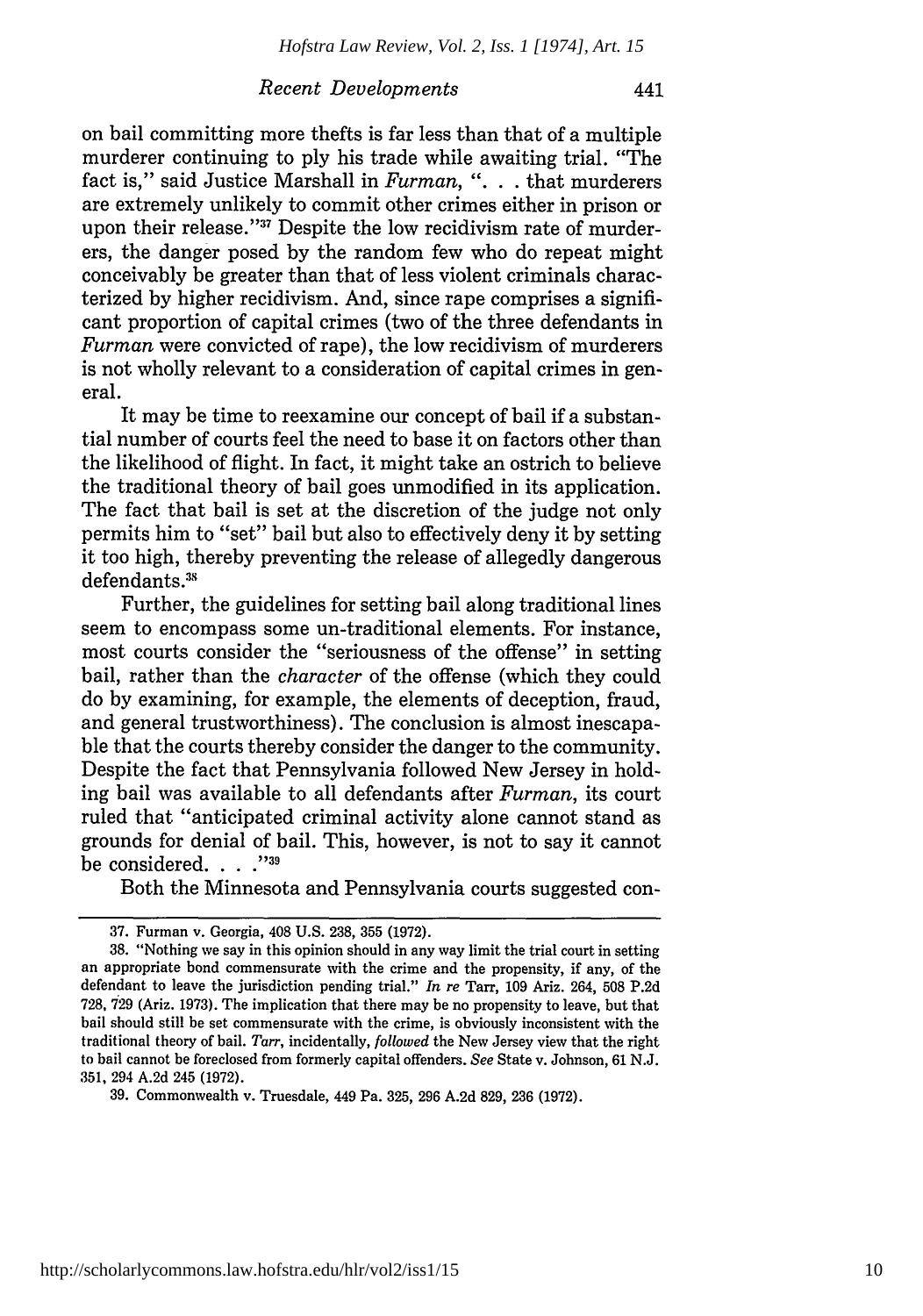on bail committing more thefts is far less than that of a multiple murderer continuing to ply his trade while awaiting trial. "The fact is," said Justice Marshall in *Furman*, ". . . that murderers are extremely unlikely to commit other crimes either in prison or upon their release."[37] Despite the low recidivism rate of murderers, the danger posed by the random few who do repeat might conceivably be greater than that of less violent criminals characterized by higher recidivism. And, since rape comprises a significant proportion of capital crimes (two of the three defendants in *Furman* were convicted of rape), the low recidivism of murderers is not wholly relevant to a consideration of capital crimes in general.

It may be time to reexamine our concept of bail if a substantial number of courts feel the need to base it on factors other than the likelihood of flight. In fact, it might take an ostrich to believe the traditional theory of bail goes unmodified in its application. The fact that bail is set at the discretion of the judge not only permits him to "set" bail but also to effectively deny it by setting it too high, thereby preventing the release of allegedly dangerous defendants.[38]

Further, the guidelines for setting bail along traditional lines seem to encompass some un-traditional elements. For instance, most courts consider the "seriousness of the offense" in setting bail, rather than the *character* of the offense (which they could do by examining, for example, the elements of deception, fraud, and general trustworthiness). The conclusion is almost inescapable that the courts thereby consider the danger to the community. Despite the fact that Pennsylvania followed New Jersey in holding bail was available to all defendants after *Furman*, its court ruled that "anticipated criminal activity alone cannot stand as grounds for denial of bail. This, however, is not to say it cannot be considered. . . ."[39]

Both the Minnesota and Pennsylvania courts suggested con-

---

37. Furman v. Georgia, 408 U.S. 238, 355 (1972).

38. "Nothing we say in this opinion should in any way limit the trial court in setting an appropriate bond commensurate with the crime and the propensity, if any, of the defendant to leave the jurisdiction pending trial." *In re* Tarr, 109 Ariz. 264, 508 P.2d 728, 729 (Ariz. 1973). The implication that there may be no propensity to leave, but that bail should still be set commensurate with the crime, is obviously inconsistent with the traditional theory of bail. *Tarr*, incidentally, *followed* the New Jersey view that the right to bail cannot be foreclosed from formerly capital offenders. *See* State v. Johnson, 61 N.J. 351, 294 A.2d 245 (1972).

39. Commonwealth v. Truesdale, 449 Pa. 325, 296 A.2d 829, 236 (1972).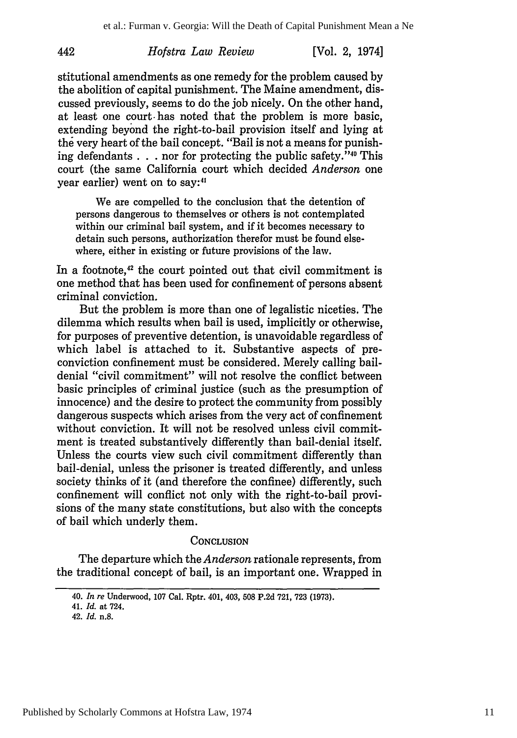stitutional amendments as one remedy for the problem caused by the abolition of capital punishment. The Maine amendment, discussed previously, seems to do the job nicely. On the other hand, at least one court has noted that the problem is more basic, extending beyond the right-to-bail provision itself and lying at the very heart of the bail concept. "Bail is not a means for punishing defendants . . . nor for protecting the public safety."[40] This court (the same California court which decided *Anderson* one year earlier) went on to say:[41]

> We are compelled to the conclusion that the detention of persons dangerous to themselves or others is not contemplated within our criminal bail system, and if it becomes necessary to detain such persons, authorization therefor must be found elsewhere, either in existing or future provisions of the law.

In a footnote,[42] the court pointed out that civil commitment is one method that has been used for confinement of persons absent criminal conviction.

But the problem is more than one of legalistic niceties. The dilemma which results when bail is used, implicitly or otherwise, for purposes of preventive detention, is unavoidable regardless of which label is attached to it. Substantive aspects of pre-conviction confinement must be considered. Merely calling bail-denial "civil commitment" will not resolve the conflict between basic principles of criminal justice (such as the presumption of innocence) and the desire to protect the community from possibly dangerous suspects which arises from the very act of confinement without conviction. It will not be resolved unless civil commitment is treated substantively differently than bail-denial itself. Unless the courts view such civil commitment differently than bail-denial, unless the prisoner is treated differently, and unless society thinks of it (and therefore the confinee) differently, such confinement will conflict not only with the right-to-bail provisions of the many state constitutions, but also with the concepts of bail which underly them.

## CONCLUSION

The departure which the *Anderson* rationale represents, from the traditional concept of bail, is an important one. Wrapped in

---

40. *In re* Underwood, 107 Cal. Rptr. 401, 403, 508 P.2d 721, 723 (1973).

41. *Id.* at 724.

42. *Id.* n.8.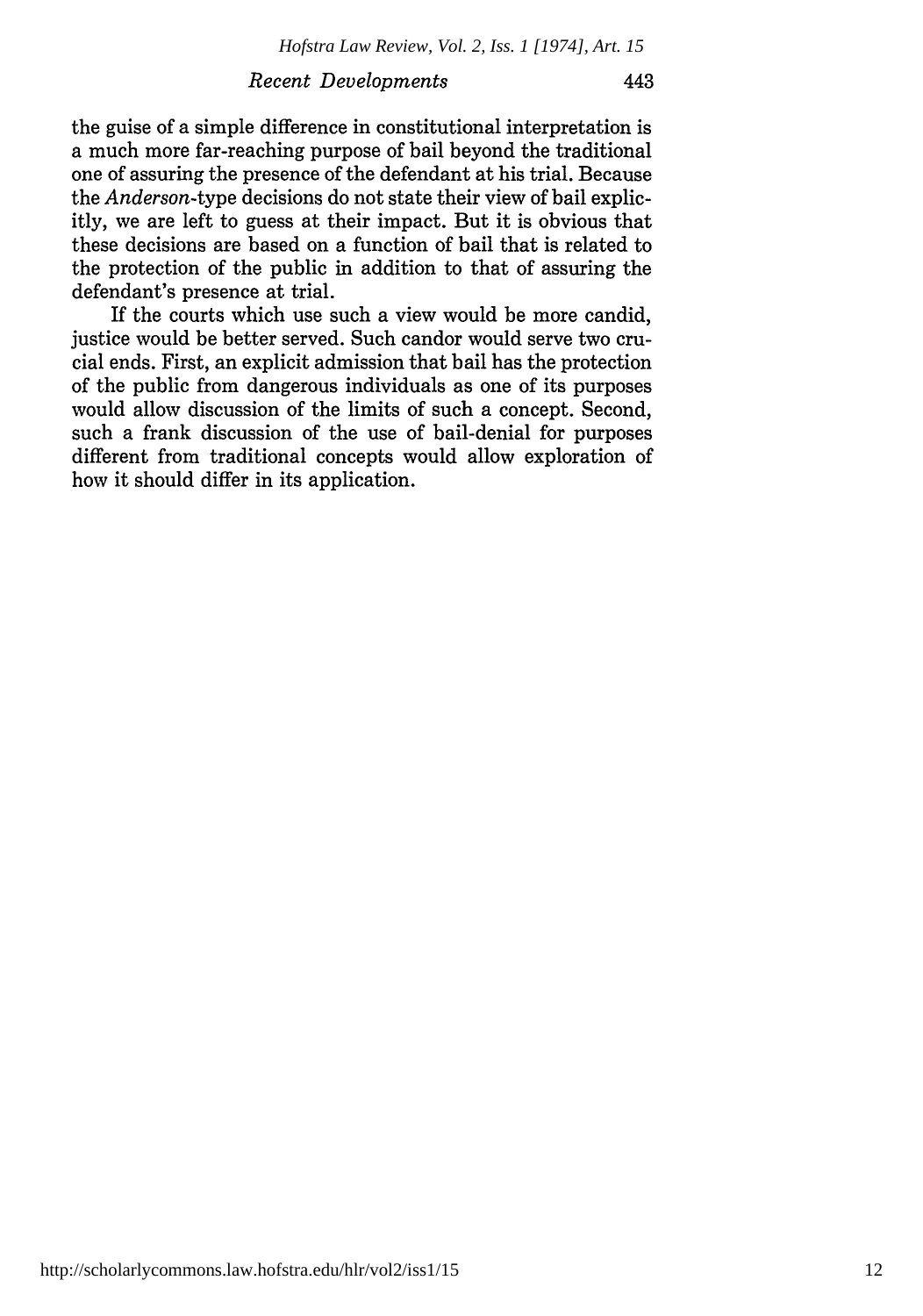the guise of a simple difference in constitutional interpretation is a much more far-reaching purpose of bail beyond the traditional one of assuring the presence of the defendant at his trial. Because the *Anderson*-type decisions do not state their view of bail explicitly, we are left to guess at their impact. But it is obvious that these decisions are based on a function of bail that is related to the protection of the public in addition to that of assuring the defendant's presence at trial.

If the courts which use such a view would be more candid, justice would be better served. Such candor would serve two crucial ends. First, an explicit admission that bail has the protection of the public from dangerous individuals as one of its purposes would allow discussion of the limits of such a concept. Second, such a frank discussion of the use of bail-denial for purposes different from traditional concepts would allow exploration of how it should differ in its application.